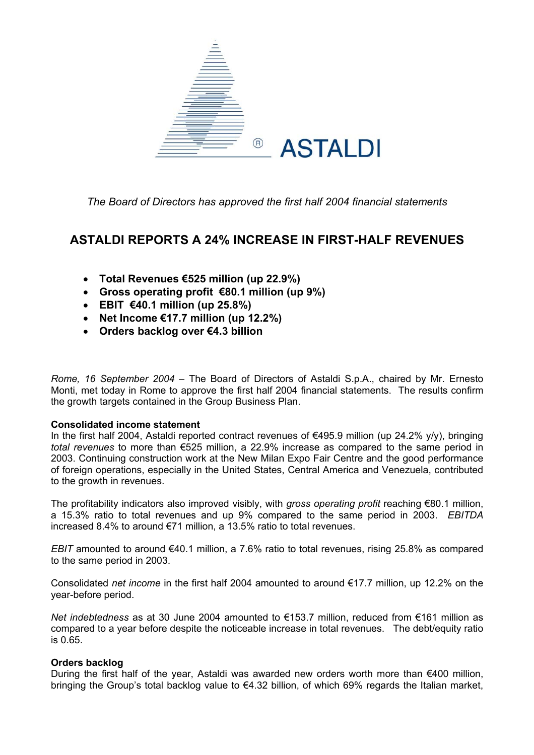*The Board of Directors has approved the first half 2004 financial statements*

# ASTALDI REPORTS A 24% INCREASE IN FIRST-HALF REVENUES

- **Total Revenues €525 million (up 22.9%)**
- **Gross operating profit €80.1 million (up 9%)**
- **EBIT €40.1 million (up 25.8%)**
- **Net Income €17.7 million (up 12.2%)**
- **Orders backlog over €4.3 billion**

*Rome, 16 September 2004* – The Board of Directors of Astaldi S.p.A., chaired by Mr. Ernesto Monti, met today in Rome to approve the first half 2004 financial statements. The results confirm the growth targets contained in the Group Business Plan.

**Consolidated income statement**

In the first half 2004, Astaldi reported contract revenues of €495.9 million (up 24.2% y/y), bringing *total revenues* to more than €525 million, a 22.9% increase as compared to the same period in 2003. Continuing construction work at the New Milan Expo Fair Centre and the good performance of foreign operations, especially in the United States, Central America and Venezuela, contributed to the growth in revenues.

The profitability indicators also improved visibly, with *gross operating profit* reaching €80.1 million, a 15.3% ratio to total revenues and up 9% compared to the same period in 2003. *EBITDA* increased 8.4% to around €71 million, a 13.5% ratio to total revenues.

*EBIT* amounted to around €40.1 million, a 7.6% ratio to total revenues, rising 25.8% as compared to the same period in 2003.

Consolidated *net income* in the first half 2004 amounted to around €17.7 million, up 12.2% on the year-before period.

*Net indebtedness* as at 30 June 2004 amounted to €153.7 million, reduced from €161 million as compared to a year before despite the noticeable increase in total revenues. The debt/equity ratio is 0.65.

**Orders backlog**

During the first half of the year, Astaldi was awarded new orders worth more than €400 million, bringing the Group's total backlog value to €4.32 billion, of which 69% regards the Italian market,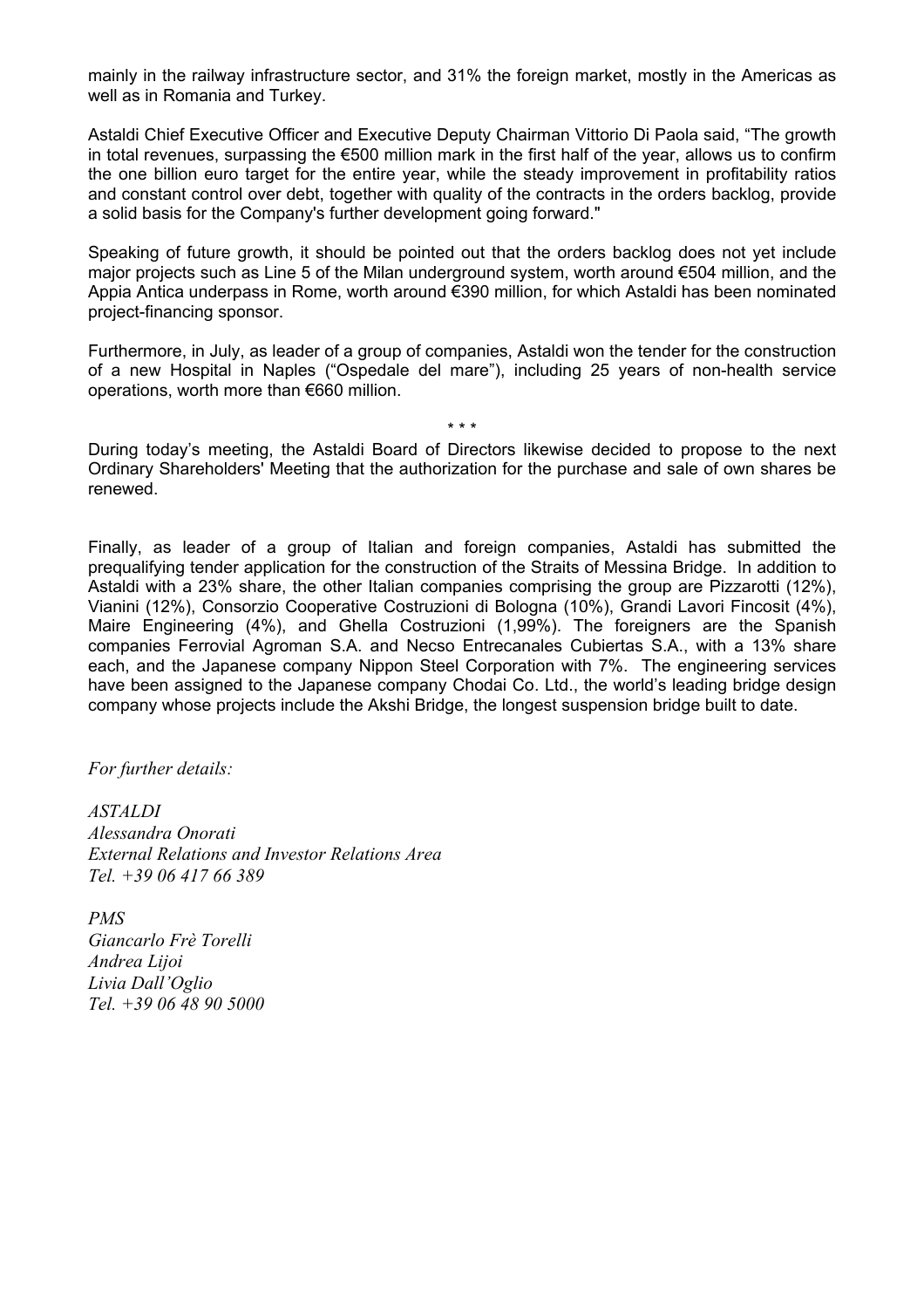mainly in the railway infrastructure sector, and 31% the foreign market, mostly in the Americas as well as in Romania and Turkey.

Astaldi Chief Executive Officer and Executive Deputy Chairman Vittorio Di Paola said, "The growth in total revenues, surpassing the €500 million mark in the first half of the year, allows us to confirm the one billion euro target for the entire year, while the steady improvement in profitability ratios and constant control over debt, together with quality of the contracts in the orders backlog, provide a solid basis for the Company's further development going forward."

Speaking of future growth, it should be pointed out that the orders backlog does not yet include major projects such as Line 5 of the Milan underground system, worth around €504 million, and the Appia Antica underpass in Rome, worth around €390 million, for which Astaldi has been nominated project-financing sponsor.

Furthermore, in July, as leader of a group of companies, Astaldi won the tender for the construction of a new Hospital in Naples ("Ospedale del mare"), including 25 years of non-health service operations, worth more than €660 million.

\* \* \*

During today's meeting, the Astaldi Board of Directors likewise decided to propose to the next Ordinary Shareholders' Meeting that the authorization for the purchase and sale of own shares be renewed.

Finally, as leader of a group of Italian and foreign companies, Astaldi has submitted the prequalifying tender application for the construction of the Straits of Messina Bridge. In addition to Astaldi with a 23% share, the other Italian companies comprising the group are Pizzarotti (12%), Vianini (12%), Consorzio Cooperative Costruzioni di Bologna (10%), Grandi Lavori Fincosit (4%), Maire Engineering (4%), and Ghella Costruzioni (1,99%). The foreigners are the Spanish companies Ferrovial Agroman S.A. and Necso Entrecanales Cubiertas S.A., with a 13% share each, and the Japanese company Nippon Steel Corporation with 7%. The engineering services have been assigned to the Japanese company Chodai Co. Ltd., the world's leading bridge design company whose projects include the Akshi Bridge, the longest suspension bridge built to date.

*For further details:*

*ASTALDI*
*Alessandra Onorati*
*External Relations and Investor Relations Area*
*Tel. +39 06 417 66 389*

*PMS*
*Giancarlo Frè Torelli*
*Andrea Lijoi*
*Livia Dall'Oglio*
*Tel. +39 06 48 90 5000*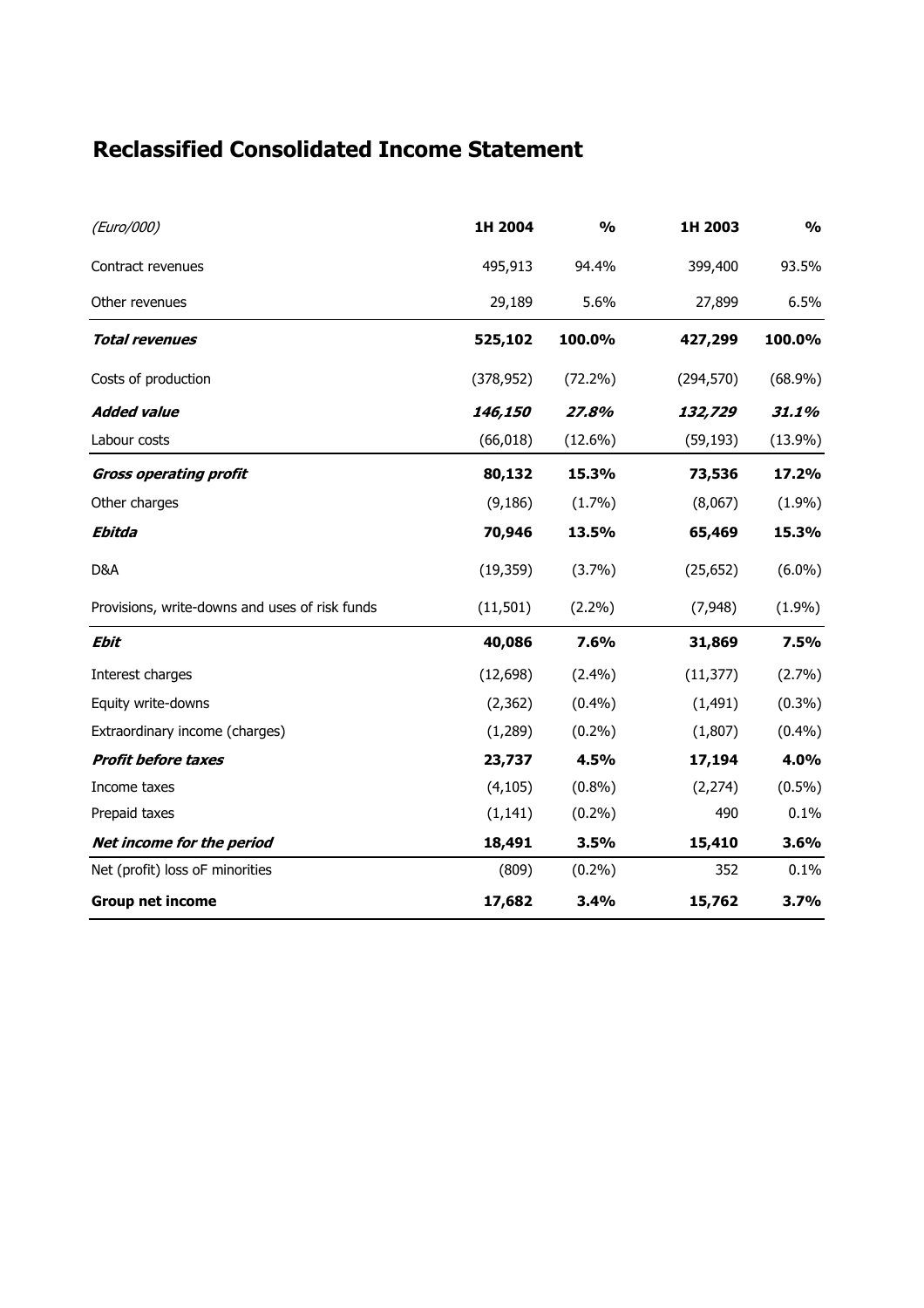# Reclassified Consolidated Income Statement

| *(Euro/000)* | **1H 2004** | **%** | **1H 2003** | **%** |
|---|---|---|---|---|
| Contract revenues | 495,913 | 94.4% | 399,400 | 93.5% |
| Other revenues | 29,189 | 5.6% | 27,899 | 6.5% |
| ***Total revenues*** | **525,102** | **100.0%** | **427,299** | **100.0%** |
| Costs of production | (378,952) | (72.2%) | (294,570) | (68.9%) |
| ***Added value*** | ***146,150*** | ***27.8%*** | ***132,729*** | ***31.1%*** |
| Labour costs | (66,018) | (12.6%) | (59,193) | (13.9%) |
| ***Gross operating profit*** | **80,132** | **15.3%** | **73,536** | **17.2%** |
| Other charges | (9,186) | (1.7%) | (8,067) | (1.9%) |
| ***Ebitda*** | **70,946** | **13.5%** | **65,469** | **15.3%** |
| D&A | (19,359) | (3.7%) | (25,652) | (6.0%) |
| Provisions, write-downs and uses of risk funds | (11,501) | (2.2%) | (7,948) | (1.9%) |
| ***Ebit*** | **40,086** | **7.6%** | **31,869** | **7.5%** |
| Interest charges | (12,698) | (2.4%) | (11,377) | (2.7%) |
| Equity write-downs | (2,362) | (0.4%) | (1,491) | (0.3%) |
| Extraordinary income (charges) | (1,289) | (0.2%) | (1,807) | (0.4%) |
| ***Profit before taxes*** | **23,737** | **4.5%** | **17,194** | **4.0%** |
| Income taxes | (4,105) | (0.8%) | (2,274) | (0.5%) |
| Prepaid taxes | (1,141) | (0.2%) | 490 | 0.1% |
| ***Net income for the period*** | **18,491** | **3.5%** | **15,410** | **3.6%** |
| Net (profit) loss oF minorities | (809) | (0.2%) | 352 | 0.1% |
| **Group net income** | **17,682** | **3.4%** | **15,762** | **3.7%** |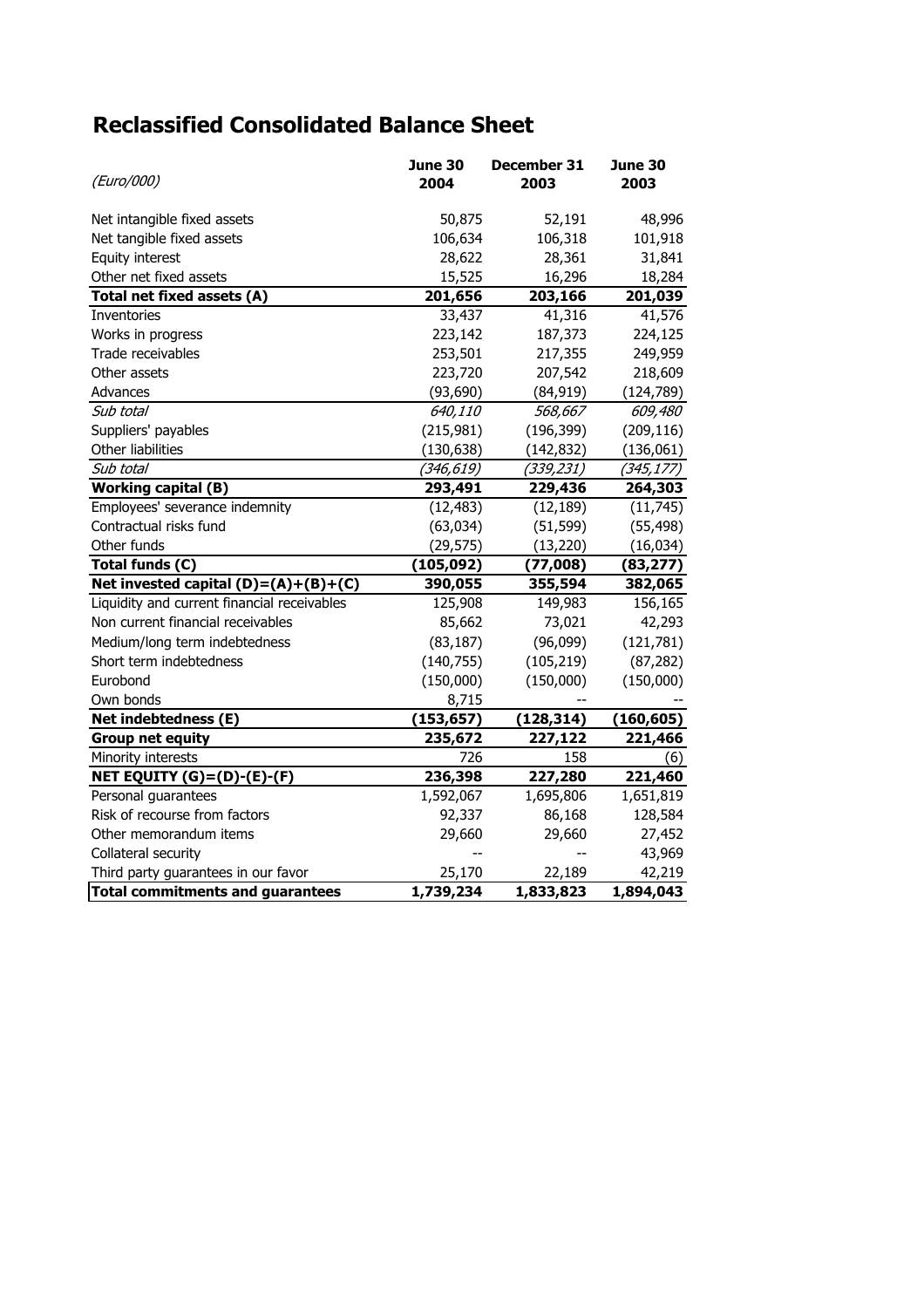# Reclassified Consolidated Balance Sheet

| *(Euro/000)* | June 30 2004 | December 31 2003 | June 30 2003 |
|---|---|---|---|
| Net intangible fixed assets | 50,875 | 52,191 | 48,996 |
| Net tangible fixed assets | 106,634 | 106,318 | 101,918 |
| Equity interest | 28,622 | 28,361 | 31,841 |
| Other net fixed assets | 15,525 | 16,296 | 18,284 |
| **Total net fixed assets (A)** | **201,656** | **203,166** | **201,039** |
| Inventories | 33,437 | 41,316 | 41,576 |
| Works in progress | 223,142 | 187,373 | 224,125 |
| Trade receivables | 253,501 | 217,355 | 249,959 |
| Other assets | 223,720 | 207,542 | 218,609 |
| Advances | (93,690) | (84,919) | (124,789) |
| *Sub total* | *640,110* | *568,667* | *609,480* |
| Suppliers' payables | (215,981) | (196,399) | (209,116) |
| Other liabilities | (130,638) | (142,832) | (136,061) |
| *Sub total* | *(346,619)* | *(339,231)* | *(345,177)* |
| **Working capital (B)** | **293,491** | **229,436** | **264,303** |
| Employees' severance indemnity | (12,483) | (12,189) | (11,745) |
| Contractual risks fund | (63,034) | (51,599) | (55,498) |
| Other funds | (29,575) | (13,220) | (16,034) |
| **Total funds (C)** | **(105,092)** | **(77,008)** | **(83,277)** |
| **Net invested capital (D)=(A)+(B)+(C)** | **390,055** | **355,594** | **382,065** |
| Liquidity and current financial receivables | 125,908 | 149,983 | 156,165 |
| Non current financial receivables | 85,662 | 73,021 | 42,293 |
| Medium/long term indebtedness | (83,187) | (96,099) | (121,781) |
| Short term indebtedness | (140,755) | (105,219) | (87,282) |
| Eurobond | (150,000) | (150,000) | (150,000) |
| Own bonds | 8,715 | -- | -- |
| **Net indebtedness (E)** | **(153,657)** | **(128,314)** | **(160,605)** |
| **Group net equity** | **235,672** | **227,122** | **221,466** |
| Minority interests | 726 | 158 | (6) |
| **NET EQUITY (G)=(D)-(E)-(F)** | **236,398** | **227,280** | **221,460** |
| Personal guarantees | 1,592,067 | 1,695,806 | 1,651,819 |
| Risk of recourse from factors | 92,337 | 86,168 | 128,584 |
| Other memorandum items | 29,660 | 29,660 | 27,452 |
| Collateral security | -- | -- | 43,969 |
| Third party guarantees in our favor | 25,170 | 22,189 | 42,219 |
| **Total commitments and guarantees** | **1,739,234** | **1,833,823** | **1,894,043** |